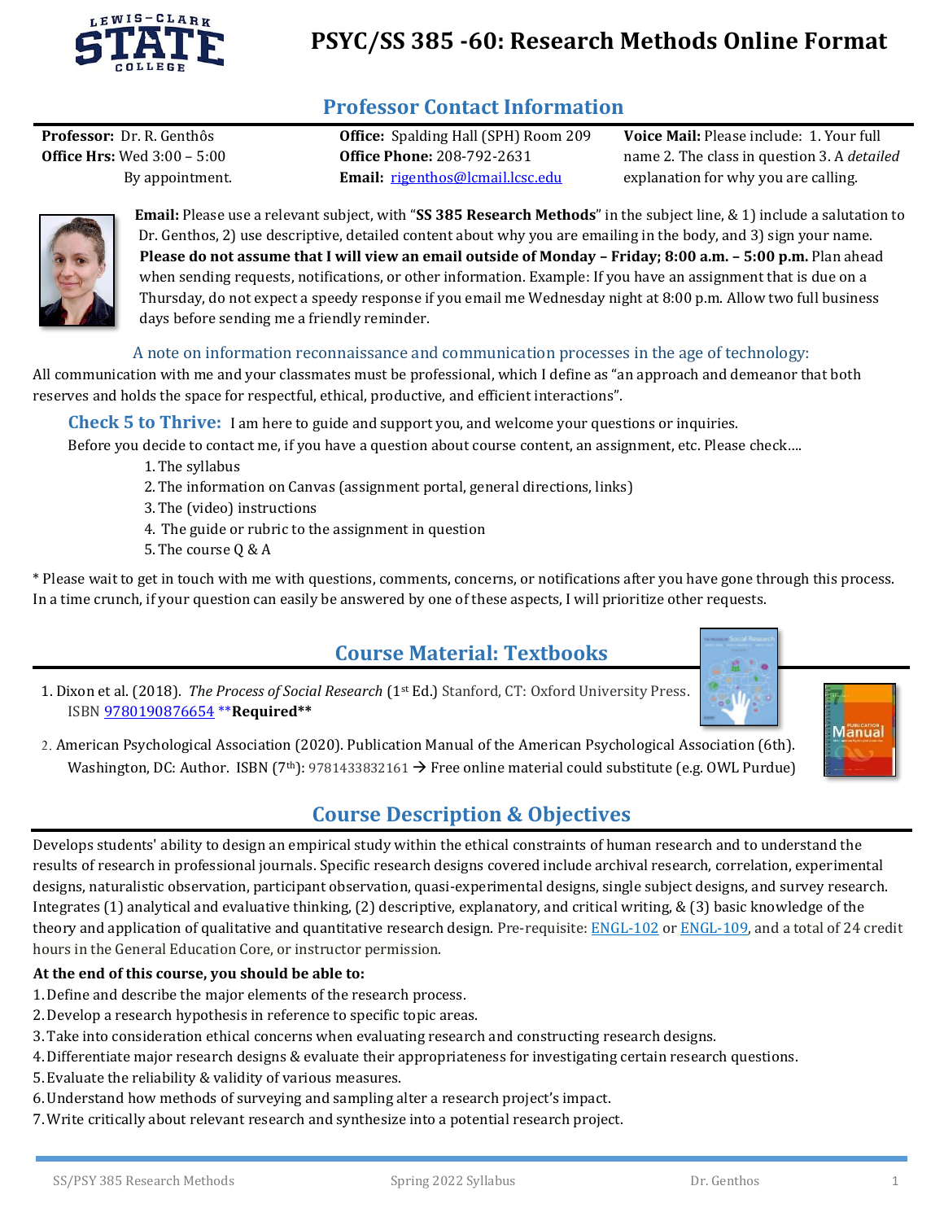# PSYC/SS 385 -60: Research Methods Online Format

## Professor Contact Information

**Professor:** Dr. R. Genthôs
**Office Hrs:** Wed 3:00 – 5:00
By appointment.

**Office:** Spalding Hall (SPH) Room 209
**Office Phone:** 208-792-2631
**Email:** rigenthos@lcmail.lcsc.edu

**Voice Mail:** Please include: 1. Your full name 2. The class in question 3. A *detailed* explanation for why you are calling.

**Email:** Please use a relevant subject, with "**SS 385 Research Methods**" in the subject line, & 1) include a salutation to Dr. Genthos, 2) use descriptive, detailed content about why you are emailing in the body, and 3) sign your name. **Please do not assume that I will view an email outside of Monday – Friday; 8:00 a.m. – 5:00 p.m.** Plan ahead when sending requests, notifications, or other information. Example: If you have an assignment that is due on a Thursday, do not expect a speedy response if you email me Wednesday night at 8:00 p.m. Allow two full business days before sending me a friendly reminder.

A note on information reconnaissance and communication processes in the age of technology:

All communication with me and your classmates must be professional, which I define as "an approach and demeanor that both reserves and holds the space for respectful, ethical, productive, and efficient interactions".

**Check 5 to Thrive:** I am here to guide and support you, and welcome your questions or inquiries.

Before you decide to contact me, if you have a question about course content, an assignment, etc. Please check….

1. The syllabus
2. The information on Canvas (assignment portal, general directions, links)
3. The (video) instructions
4. The guide or rubric to the assignment in question
5. The course Q & A

* Please wait to get in touch with me with questions, comments, concerns, or notifications after you have gone through this process. In a time crunch, if your question can easily be answered by one of these aspects, I will prioritize other requests.

## Course Material: Textbooks

1. Dixon et al. (2018). *The Process of Social Research* (1st Ed.) Stanford, CT: Oxford University Press. ISBN 9780190876654 ****Required****
2. American Psychological Association (2020). Publication Manual of the American Psychological Association (6th). Washington, DC: Author. ISBN (7th): 9781433832161 → Free online material could substitute (e.g. OWL Purdue)

## Course Description & Objectives

Develops students' ability to design an empirical study within the ethical constraints of human research and to understand the results of research in professional journals. Specific research designs covered include archival research, correlation, experimental designs, naturalistic observation, participant observation, quasi-experimental designs, single subject designs, and survey research. Integrates (1) analytical and evaluative thinking, (2) descriptive, explanatory, and critical writing, & (3) basic knowledge of the theory and application of qualitative and quantitative research design. Pre-requisite: ENGL-102 or ENGL-109, and a total of 24 credit hours in the General Education Core, or instructor permission.

**At the end of this course, you should be able to:**

1. Define and describe the major elements of the research process.
2. Develop a research hypothesis in reference to specific topic areas.
3. Take into consideration ethical concerns when evaluating research and constructing research designs.
4. Differentiate major research designs & evaluate their appropriateness for investigating certain research questions.
5. Evaluate the reliability & validity of various measures.
6. Understand how methods of surveying and sampling alter a research project's impact.
7. Write critically about relevant research and synthesize into a potential research project.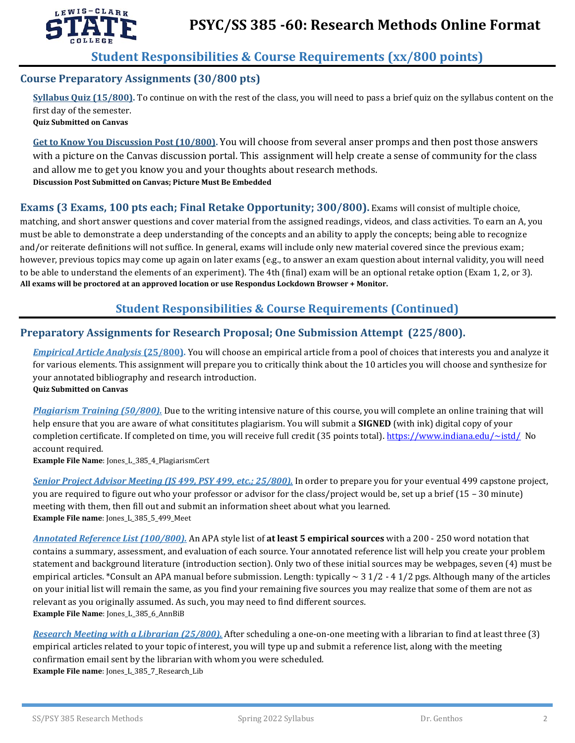# PSYC/SS 385 -60: Research Methods Online Format

## Student Responsibilities & Course Requirements (xx/800 points)

### Course Preparatory Assignments (30/800 pts)

**Syllabus Quiz (15/800).** To continue on with the rest of the class, you will need to pass a brief quiz on the syllabus content on the first day of the semester.
**Quiz Submitted on Canvas**

**Get to Know You Discussion Post (10/800).** You will choose from several anser promps and then post those answers with a picture on the Canvas discussion portal. This assignment will help create a sense of community for the class and allow me to get you know you and your thoughts about research methods.
**Discussion Post Submitted on Canvas; Picture Must Be Embedded**

**Exams (3 Exams, 100 pts each; Final Retake Opportunity; 300/800).** Exams will consist of multiple choice, matching, and short answer questions and cover material from the assigned readings, videos, and class activities. To earn an A, you must be able to demonstrate a deep understanding of the concepts and an ability to apply the concepts; being able to recognize and/or reiterate definitions will not suffice. In general, exams will include only new material covered since the previous exam; however, previous topics may come up again on later exams (e.g., to answer an exam question about internal validity, you will need to be able to understand the elements of an experiment). The 4th (final) exam will be an optional retake option (Exam 1, 2, or 3).
**All exams will be proctored at an approved location or use Respondus Lockdown Browser + Monitor.**

## Student Responsibilities & Course Requirements (Continued)

### Preparatory Assignments for Research Proposal; One Submission Attempt (225/800).

***Empirical Article Analysis* (25/800).** You will choose an empirical article from a pool of choices that interests you and analyze it for various elements. This assignment will prepare you to critically think about the 10 articles you will choose and synthesize for your annotated bibliography and research introduction.
**Quiz Submitted on Canvas**

***Plagiarism Training (50/800).*** Due to the writing intensive nature of this course, you will complete an online training that will help ensure that you are aware of what consititutes plagiarism. You will submit a **SIGNED** (with ink) digital copy of your completion certificate. If completed on time, you will receive full credit (35 points total). https://www.indiana.edu/~istd/ No account required.
**Example File Name**: Jones_L_385_4_PlagiarismCert

***Senior Project Advisor Meeting (JS 499, PSY 499, etc.; 25/800).*** In order to prepare you for your eventual 499 capstone project, you are required to figure out who your professor or advisor for the class/project would be, set up a brief (15 – 30 minute) meeting with them, then fill out and submit an information sheet about what you learned.
**Example File name**: Jones_L_385_5_499_Meet

***Annotated Reference List (100/800).*** An APA style list of **at least 5 empirical sources** with a 200 - 250 word notation that contains a summary, assessment, and evaluation of each source. Your annotated reference list will help you create your problem statement and background literature (introduction section). Only two of these initial sources may be webpages, seven (4) must be empirical articles. *Consult an APA manual before submission. Length: typically ~ 3 1/2 - 4 1/2 pgs. Although many of the articles on your initial list will remain the same, as you find your remaining five sources you may realize that some of them are not as relevant as you originally assumed. As such, you may need to find different sources.
**Example File Name**: Jones_L_385_6_AnnBiB

***Research Meeting with a Librarian (25/800).*** After scheduling a one-on-one meeting with a librarian to find at least three (3) empirical articles related to your topic of interest, you will type up and submit a reference list, along with the meeting confirmation email sent by the librarian with whom you were scheduled.
**Example File name**: Jones_L_385_7_Research_Lib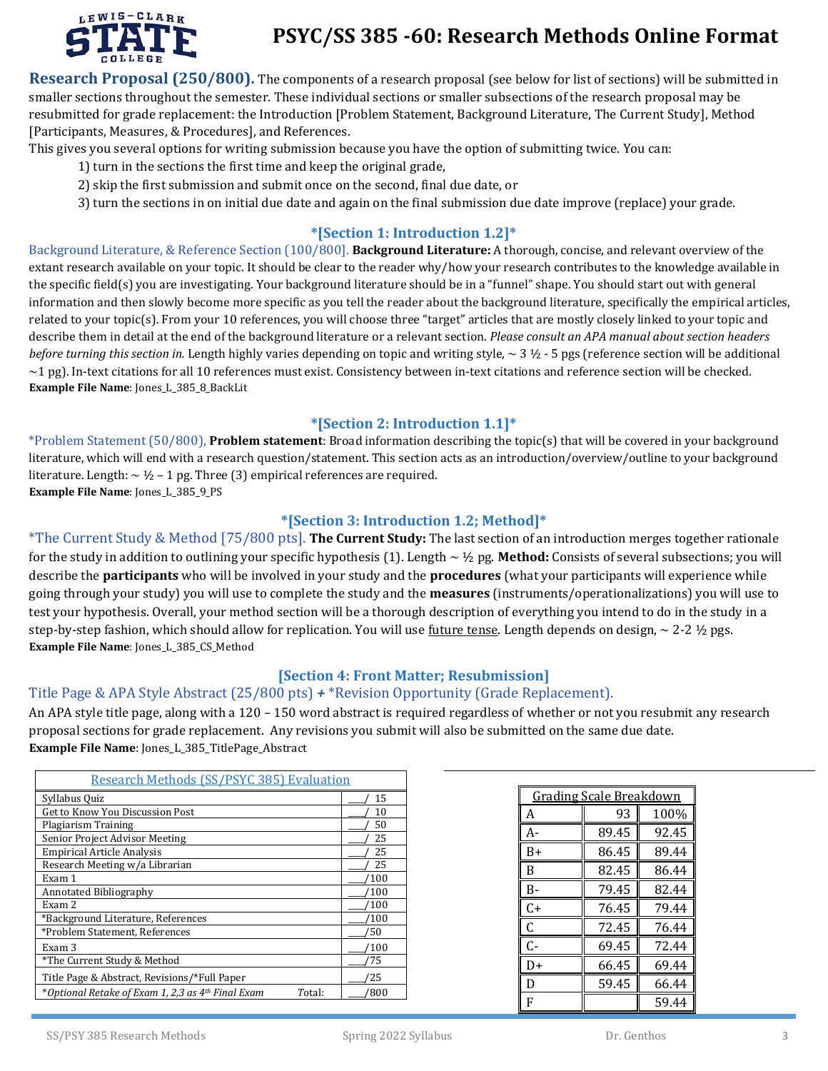# PSYC/SS 385 -60: Research Methods Online Format

**Research Proposal (250/800).** The components of a research proposal (see below for list of sections) will be submitted in smaller sections throughout the semester. These individual sections or smaller subsections of the research proposal may be resubmitted for grade replacement: the Introduction [Problem Statement, Background Literature, The Current Study], Method [Participants, Measures, & Procedures], and References.

This gives you several options for writing submission because you have the option of submitting twice. You can:

1) turn in the sections the first time and keep the original grade,
2) skip the first submission and submit once on the second, final due date, or
3) turn the sections in on initial due date and again on the final submission due date improve (replace) your grade.

### *[Section 1: Introduction 1.2]*

Background Literature, & Reference Section (100/800). **Background Literature:** A thorough, concise, and relevant overview of the extant research available on your topic. It should be clear to the reader why/how your research contributes to the knowledge available in the specific field(s) you are investigating. Your background literature should be in a "funnel" shape. You should start out with general information and then slowly become more specific as you tell the reader about the background literature, specifically the empirical articles, related to your topic(s). From your 10 references, you will choose three "target" articles that are mostly closely linked to your topic and describe them in detail at the end of the background literature or a relevant section. *Please consult an APA manual about section headers before turning this section in.* Length highly varies depending on topic and writing style, ~ 3 ½ - 5 pgs (reference section will be additional ~1 pg). In-text citations for all 10 references must exist. Consistency between in-text citations and reference section will be checked.
**Example File Name**: Jones_L_385_8_BackLit

### *[Section 2: Introduction 1.1]*

*Problem Statement (50/800), **Problem statement**: Broad information describing the topic(s) that will be covered in your background literature, which will end with a research question/statement. This section acts as an introduction/overview/outline to your background literature. Length: ~ ½ – 1 pg. Three (3) empirical references are required.
**Example File Name**: Jones_L_385_9_PS

### *[Section 3: Introduction 1.2; Method]*

*The Current Study & Method [75/800 pts]. **The Current Study:** The last section of an introduction merges together rationale for the study in addition to outlining your specific hypothesis (1). Length ~ ½ pg. **Method:** Consists of several subsections; you will describe the **participants** who will be involved in your study and the **procedures** (what your participants will experience while going through your study) you will use to complete the study and the **measures** (instruments/operationalizations) you will use to test your hypothesis. Overall, your method section will be a thorough description of everything you intend to do in the study in a step-by-step fashion, which should allow for replication. You will use <u>future tense</u>. Length depends on design, ~ 2-2 ½ pgs.
**Example File Name**: Jones_L_385_CS_Method

### [Section 4: Front Matter; Resubmission]

Title Page & APA Style Abstract (25/800 pts) *+* *Revision Opportunity (Grade Replacement).

An APA style title page, along with a 120 – 150 word abstract is required regardless of whether or not you resubmit any research proposal sections for grade replacement. Any revisions you submit will also be submitted on the same due date.
**Example File Name**: Jones_L_385_TitlePage_Abstract

| Research Methods (SS/PSYC 385) Evaluation | |
|---|---|
| Syllabus Quiz | ___/ 15 |
| Get to Know You Discussion Post | ___/ 10 |
| Plagiarism Training | ___/ 50 |
| Senior Project Advisor Meeting | ___/ 25 |
| Empirical Article Analysis | ___/ 25 |
| Research Meeting w/a Librarian | ___/ 25 |
| Exam 1 | ___/100 |
| Annotated Bibliography | ___/100 |
| Exam 2 | ___/100 |
| *Background Literature, References | ___/100 |
| *Problem Statement, References | ___/50 |
| Exam 3 | ___/100 |
| *The Current Study & Method | ___/75 |
| Title Page & Abstract, Revisions/*Full Paper | ___/25 |
| **Optional Retake of Exam 1, 2,3 as 4th Final Exam* Total: | ___/800 |

| Grading Scale Breakdown | | |
|---|---|---|
| A | 93 | 100% |
| A- | 89.45 | 92.45 |
| B+ | 86.45 | 89.44 |
| B | 82.45 | 86.44 |
| B- | 79.45 | 82.44 |
| C+ | 76.45 | 79.44 |
| C | 72.45 | 76.44 |
| C- | 69.45 | 72.44 |
| D+ | 66.45 | 69.44 |
| D | 59.45 | 66.44 |
| F | | 59.44 |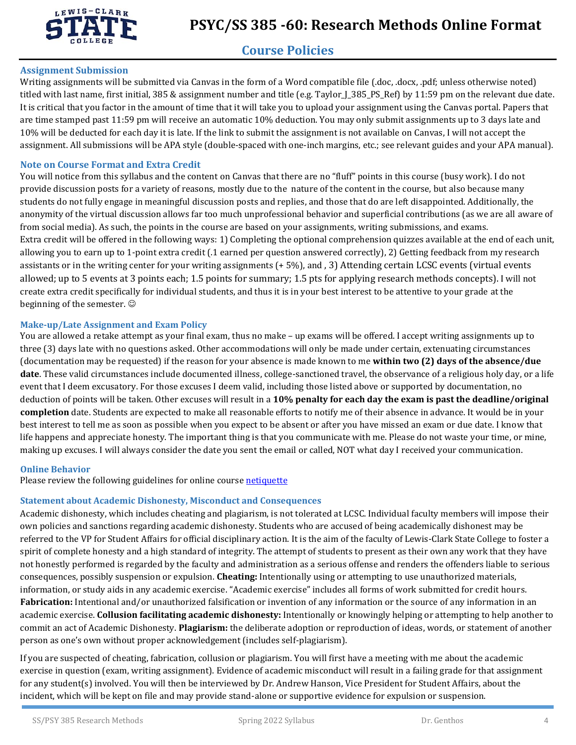# PSYC/SS 385 -60: Research Methods Online Format

## Course Policies

### Assignment Submission

Writing assignments will be submitted via Canvas in the form of a Word compatible file (.doc, .docx, .pdf; unless otherwise noted) titled with last name, first initial, 385 & assignment number and title (e.g. Taylor_J_385_PS_Ref) by 11:59 pm on the relevant due date. It is critical that you factor in the amount of time that it will take you to upload your assignment using the Canvas portal. Papers that are time stamped past 11:59 pm will receive an automatic 10% deduction. You may only submit assignments up to 3 days late and 10% will be deducted for each day it is late. If the link to submit the assignment is not available on Canvas, I will not accept the assignment. All submissions will be APA style (double-spaced with one-inch margins, etc.; see relevant guides and your APA manual).

### Note on Course Format and Extra Credit

You will notice from this syllabus and the content on Canvas that there are no "fluff" points in this course (busy work). I do not provide discussion posts for a variety of reasons, mostly due to the nature of the content in the course, but also because many students do not fully engage in meaningful discussion posts and replies, and those that do are left disappointed. Additionally, the anonymity of the virtual discussion allows far too much unprofessional behavior and superficial contributions (as we are all aware of from social media). As such, the points in the course are based on your assignments, writing submissions, and exams.

Extra credit will be offered in the following ways: 1) Completing the optional comprehension quizzes available at the end of each unit, allowing you to earn up to 1-point extra credit (.1 earned per question answered correctly), 2) Getting feedback from my research assistants or in the writing center for your writing assignments (+ 5%), and , 3) Attending certain LCSC events (virtual events allowed; up to 5 events at 3 points each; 1.5 points for summary; 1.5 pts for applying research methods concepts). I will not create extra credit specifically for individual students, and thus it is in your best interest to be attentive to your grade at the beginning of the semester. ☺

### Make-up/Late Assignment and Exam Policy

You are allowed a retake attempt as your final exam, thus no make – up exams will be offered. I accept writing assignments up to three (3) days late with no questions asked. Other accommodations will only be made under certain, extenuating circumstances (documentation may be requested) if the reason for your absence is made known to me **within two (2) days of the absence/due date**. These valid circumstances include documented illness, college-sanctioned travel, the observance of a religious holy day, or a life event that I deem excusatory. For those excuses I deem valid, including those listed above or supported by documentation, no deduction of points will be taken. Other excuses will result in a **10% penalty for each day the exam is past the deadline/original completion** date. Students are expected to make all reasonable efforts to notify me of their absence in advance. It would be in your best interest to tell me as soon as possible when you expect to be absent or after you have missed an exam or due date. I know that life happens and appreciate honesty. The important thing is that you communicate with me. Please do not waste your time, or mine, making up excuses. I will always consider the date you sent the email or called, NOT what day I received your communication.

### Online Behavior

Please review the following guidelines for online course netiquette

### Statement about Academic Dishonesty, Misconduct and Consequences

Academic dishonesty, which includes cheating and plagiarism, is not tolerated at LCSC. Individual faculty members will impose their own policies and sanctions regarding academic dishonesty. Students who are accused of being academically dishonest may be referred to the VP for Student Affairs for official disciplinary action. It is the aim of the faculty of Lewis-Clark State College to foster a spirit of complete honesty and a high standard of integrity. The attempt of students to present as their own any work that they have not honestly performed is regarded by the faculty and administration as a serious offense and renders the offenders liable to serious consequences, possibly suspension or expulsion. **Cheating:** Intentionally using or attempting to use unauthorized materials, information, or study aids in any academic exercise. "Academic exercise" includes all forms of work submitted for credit hours. **Fabrication:** Intentional and/or unauthorized falsification or invention of any information or the source of any information in an academic exercise. **Collusion facilitating academic dishonesty:** Intentionally or knowingly helping or attempting to help another to commit an act of Academic Dishonesty. **Plagiarism:** the deliberate adoption or reproduction of ideas, words, or statement of another person as one's own without proper acknowledgement (includes self-plagiarism).

If you are suspected of cheating, fabrication, collusion or plagiarism. You will first have a meeting with me about the academic exercise in question (exam, writing assignment). Evidence of academic misconduct will result in a failing grade for that assignment for any student(s) involved. You will then be interviewed by Dr. Andrew Hanson, Vice President for Student Affairs, about the incident, which will be kept on file and may provide stand-alone or supportive evidence for expulsion or suspension.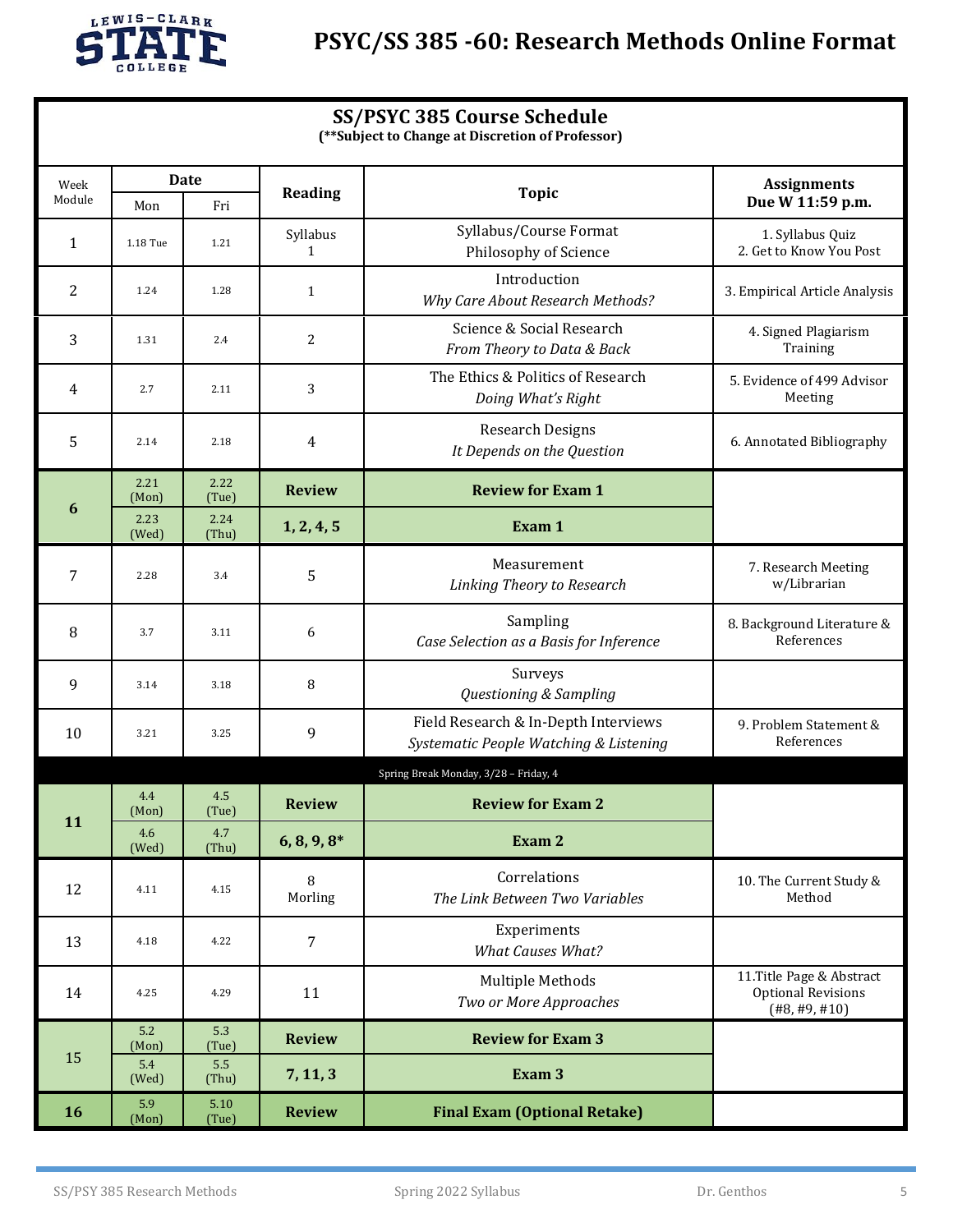# PSYC/SS 385 -60: Research Methods Online Format

## SS/PSYC 385 Course Schedule

**(\*\*Subject to Change at Discretion of Professor)**

| Week Module | Date Mon | Date Fri | Reading | Topic | Assignments Due W 11:59 p.m. |
|---|---|---|---|---|---|
| 1 | 1.18 Tue | 1.21 | Syllabus 1 | Syllabus/Course Format<br>Philosophy of Science | 1. Syllabus Quiz<br>2. Get to Know You Post |
| 2 | 1.24 | 1.28 | 1 | Introduction<br>*Why Care About Research Methods?* | 3. Empirical Article Analysis |
| 3 | 1.31 | 2.4 | 2 | Science & Social Research<br>*From Theory to Data & Back* | 4. Signed Plagiarism Training |
| 4 | 2.7 | 2.11 | 3 | The Ethics & Politics of Research<br>*Doing What's Right* | 5. Evidence of 499 Advisor Meeting |
| 5 | 2.14 | 2.18 | 4 | Research Designs<br>*It Depends on the Question* | 6. Annotated Bibliography |
| **6** | 2.21 (Mon) | 2.22 (Tue) | **Review** | **Review for Exam 1** | |
| | 2.23 (Wed) | 2.24 (Thu) | **1, 2, 4, 5** | **Exam 1** | |
| 7 | 2.28 | 3.4 | 5 | Measurement<br>*Linking Theory to Research* | 7. Research Meeting w/Librarian |
| 8 | 3.7 | 3.11 | 6 | Sampling<br>*Case Selection as a Basis for Inference* | 8. Background Literature & References |
| 9 | 3.14 | 3.18 | 8 | Surveys<br>*Questioning & Sampling* | |
| 10 | 3.21 | 3.25 | 9 | Field Research & In-Depth Interviews<br>*Systematic People Watching & Listening* | 9. Problem Statement & References |
| | | | | Spring Break Monday, 3/28 – Friday, 4 | |
| **11** | 4.4 (Mon) | 4.5 (Tue) | **Review** | **Review for Exam 2** | |
| | 4.6 (Wed) | 4.7 (Thu) | **6, 8, 9, 8*** | **Exam 2** | |
| 12 | 4.11 | 4.15 | 8<br>Morling | Correlations<br>*The Link Between Two Variables* | 10. The Current Study & Method |
| 13 | 4.18 | 4.22 | 7 | Experiments<br>*What Causes What?* | |
| 14 | 4.25 | 4.29 | 11 | Multiple Methods<br>*Two or More Approaches* | 11.Title Page & Abstract<br>Optional Revisions (#8, #9, #10) |
| **15** | 5.2 (Mon) | 5.3 (Tue) | **Review** | **Review for Exam 3** | |
| | 5.4 (Wed) | 5.5 (Thu) | **7, 11, 3** | **Exam 3** | |
| **16** | 5.9 (Mon) | 5.10 (Tue) | **Review** | **Final Exam (Optional Retake)** | |